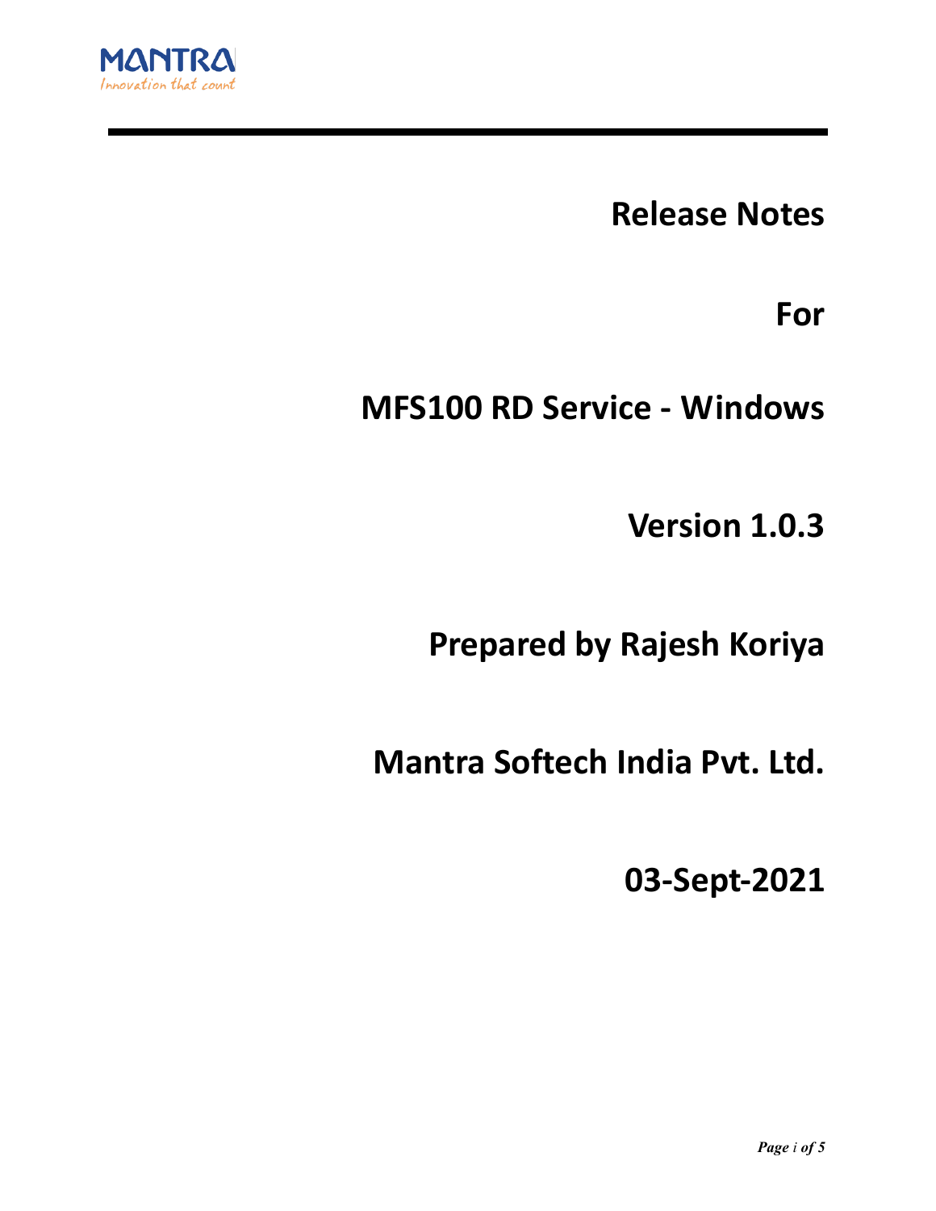MANTRA
*Innovation that count*

# Release Notes

# For

# MFS100 RD Service - Windows

# Version 1.0.3

**Prepared by Rajesh Koriya**

**Mantra Softech India Pvt. Ltd.**

**03-Sept-2021**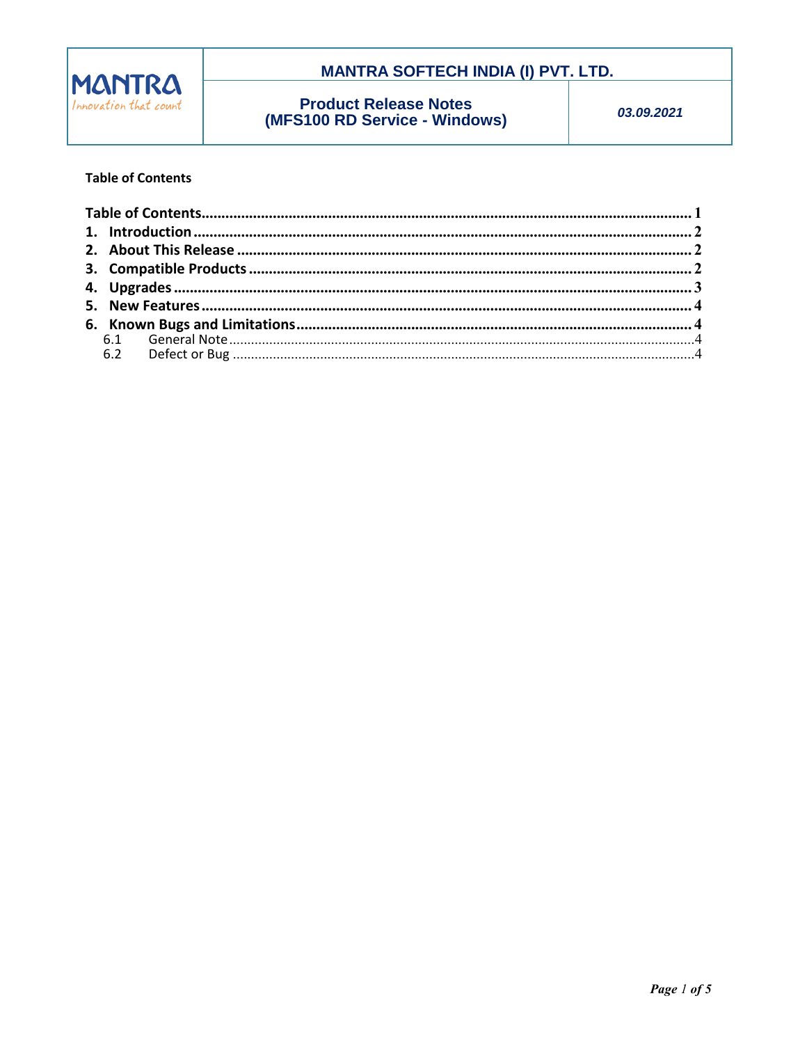**Table of Contents**

| | |
|---|---|
| **Table of Contents** | **1** |
| **1. Introduction** | **2** |
| **2. About This Release** | **2** |
| **3. Compatible Products** | **2** |
| **4. Upgrades** | **3** |
| **5. New Features** | **4** |
| **6. Known Bugs and Limitations** | **4** |
| 6.1 General Note | 4 |
| 6.2 Defect or Bug | 4 |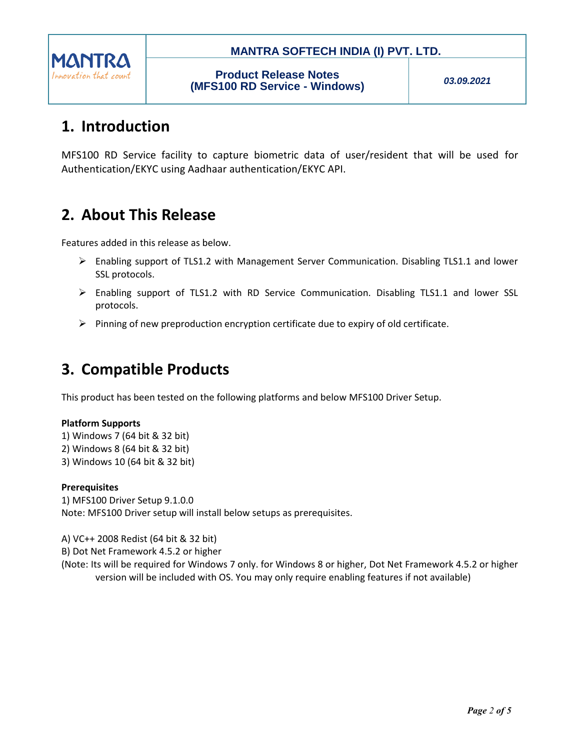# 1. Introduction

MFS100 RD Service facility to capture biometric data of user/resident that will be used for Authentication/EKYC using Aadhaar authentication/EKYC API.

# 2. About This Release

Features added in this release as below.

- Enabling support of TLS1.2 with Management Server Communication. Disabling TLS1.1 and lower SSL protocols.
- Enabling support of TLS1.2 with RD Service Communication. Disabling TLS1.1 and lower SSL protocols.
- Pinning of new preproduction encryption certificate due to expiry of old certificate.

# 3. Compatible Products

This product has been tested on the following platforms and below MFS100 Driver Setup.

**Platform Supports**

1) Windows 7 (64 bit & 32 bit)
2) Windows 8 (64 bit & 32 bit)
3) Windows 10 (64 bit & 32 bit)

**Prerequisites**

1) MFS100 Driver Setup 9.1.0.0

Note: MFS100 Driver setup will install below setups as prerequisites.

A) VC++ 2008 Redist (64 bit & 32 bit)

B) Dot Net Framework 4.5.2 or higher

(Note: Its will be required for Windows 7 only. for Windows 8 or higher, Dot Net Framework 4.5.2 or higher version will be included with OS. You may only require enabling features if not available)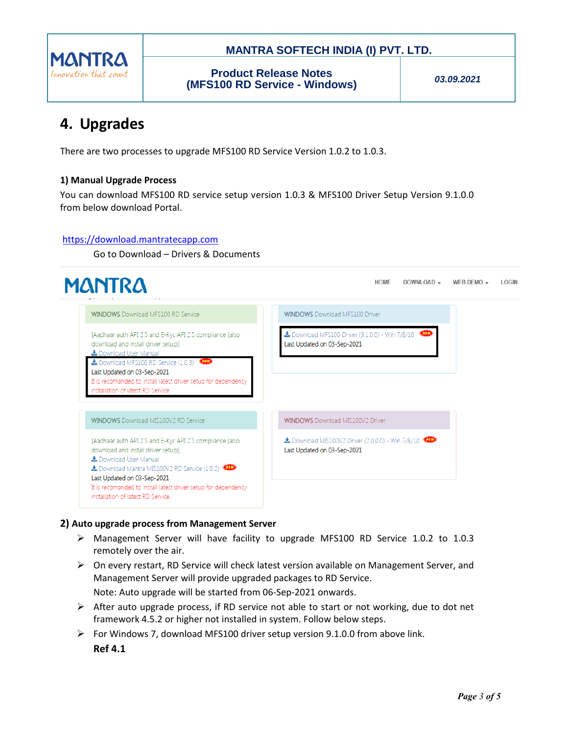## 4. Upgrades

There are two processes to upgrade MFS100 RD Service Version 1.0.2 to 1.0.3.

### 1) Manual Upgrade Process

You can download MFS100 RD service setup version 1.0.3 & MFS100 Driver Setup Version 9.1.0.0 from below download Portal.

https://download.mantratecapp.com

Go to Download – Drivers & Documents

MANTRA HOME DOWNLOAD WEB DEMO LOGIN

WINDOWS Download MFS100 RD Service

[Aadhaar auth API 2.5 and E-Kyc API 2.5 compliance (also download and install driver setup)]

Download User Manual

Download MFS100 RD Service (1.0.3) NEW

Last Updated on 03-Sep-2021

It is recomanded to install latest driver setup for dependency installation of latest RD Service.

WINDOWS Download MFS100 Driver

Download MFS100 Driver (9.1.0.0) - Win 7/8/10 NEW

Last Updated on 03-Sep-2021

WINDOWS Download MIS100V2 RD Service

[Aadhaar auth API 2.5 and E-Kyc API 2.5 compliance (also download and install driver setup)]

Download User Manual

Download Mantra MIS100V2 RD Service (1.0.2) NEW

Last Updated on 03-Sep-2021

It is recomanded to install latest driver setup for dependency installation of latest RD Service.

WINDOWS Download MIS100V2 Driver

Download MIS100V2 Driver (2.0.0.0) - Win 7/8/10 NEW

Last Updated on 03-Sep-2021

### 2) Auto upgrade process from Management Server

- Management Server will have facility to upgrade MFS100 RD Service 1.0.2 to 1.0.3 remotely over the air.
- On every restart, RD Service will check latest version available on Management Server, and Management Server will provide upgraded packages to RD Service.
  Note: Auto upgrade will be started from 06-Sep-2021 onwards.
- After auto upgrade process, if RD service not able to start or not working, due to dot net framework 4.5.2 or higher not installed in system. Follow below steps.
- For Windows 7, download MFS100 driver setup version 9.1.0.0 from above link.
  **Ref 4.1**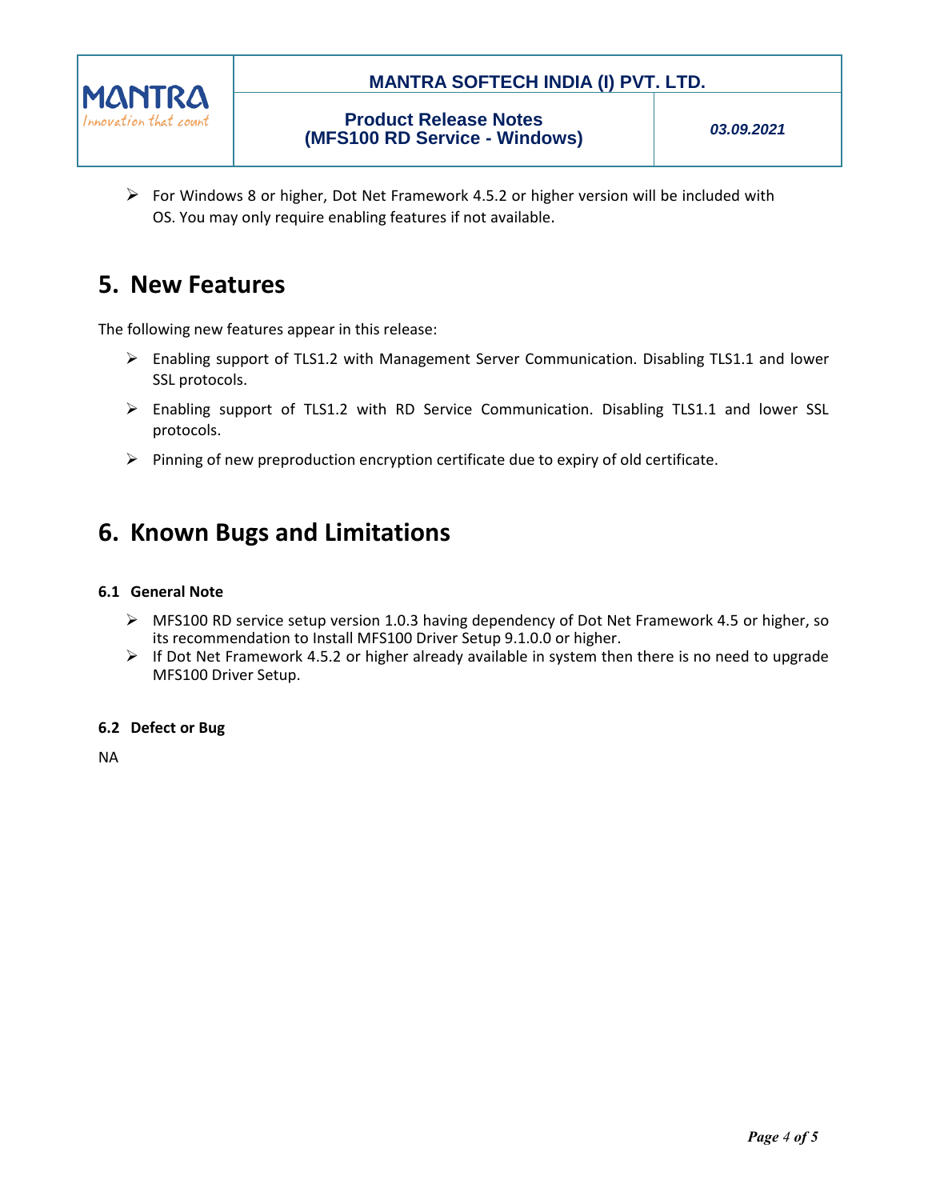- For Windows 8 or higher, Dot Net Framework 4.5.2 or higher version will be included with OS. You may only require enabling features if not available.

# 5. New Features

The following new features appear in this release:

- Enabling support of TLS1.2 with Management Server Communication. Disabling TLS1.1 and lower SSL protocols.
- Enabling support of TLS1.2 with RD Service Communication. Disabling TLS1.1 and lower SSL protocols.
- Pinning of new preproduction encryption certificate due to expiry of old certificate.

# 6. Known Bugs and Limitations

### 6.1 General Note

- MFS100 RD service setup version 1.0.3 having dependency of Dot Net Framework 4.5 or higher, so its recommendation to Install MFS100 Driver Setup 9.1.0.0 or higher.
- If Dot Net Framework 4.5.2 or higher already available in system then there is no need to upgrade MFS100 Driver Setup.

### 6.2 Defect or Bug

NA